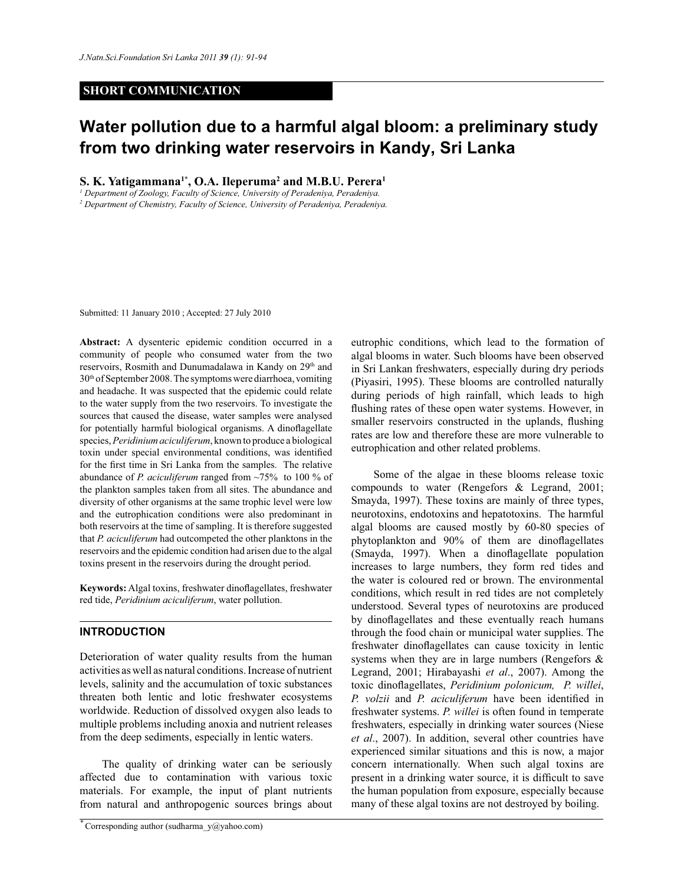SHORT COMMUNICATION

# Water pollution due to a harmful algal bloom: a preliminary study from two drinking water reservoirs in Kandy, Sri Lanka

**S. K. Yatigammana[1*], O.A. Ileperuma[2] and M.B.U. Perera[1]**

[1] *Department of Zoology, Faculty of Science, University of Peradeniya, Peradeniya.*
[2] *Department of Chemistry, Faculty of Science, University of Peradeniya, Peradeniya.*

Submitted: 11 January 2010 ; Accepted: 27 July 2010

**Abstract:** A dysenteric epidemic condition occurred in a community of people who consumed water from the two reservoirs, Rosmith and Dunumadalawa in Kandy on 29th and 30th of September 2008. The symptoms were diarrhoea, vomiting and headache. It was suspected that the epidemic could relate to the water supply from the two reservoirs. To investigate the sources that caused the disease, water samples were analysed for potentially harmful biological organisms. A dinoflagellate species, *Peridinium aciculiferum*, known to produce a biological toxin under special environmental conditions, was identified for the first time in Sri Lanka from the samples. The relative abundance of *P. aciculiferum* ranged from ~75% to 100 % of the plankton samples taken from all sites. The abundance and diversity of other organisms at the same trophic level were low and the eutrophication conditions were also predominant in both reservoirs at the time of sampling. It is therefore suggested that *P. aciculiferum* had outcompeted the other planktons in the reservoirs and the epidemic condition had arisen due to the algal toxins present in the reservoirs during the drought period.

**Keywords:** Algal toxins, freshwater dinoflagellates, freshwater red tide, *Peridinium aciculiferum*, water pollution.

## INTRODUCTION

Deterioration of water quality results from the human activities as well as natural conditions. Increase of nutrient levels, salinity and the accumulation of toxic substances threaten both lentic and lotic freshwater ecosystems worldwide. Reduction of dissolved oxygen also leads to multiple problems including anoxia and nutrient releases from the deep sediments, especially in lentic waters.

The quality of drinking water can be seriously affected due to contamination with various toxic materials. For example, the input of plant nutrients from natural and anthropogenic sources brings about eutrophic conditions, which lead to the formation of algal blooms in water. Such blooms have been observed in Sri Lankan freshwaters, especially during dry periods (Piyasiri, 1995). These blooms are controlled naturally during periods of high rainfall, which leads to high flushing rates of these open water systems. However, in smaller reservoirs constructed in the uplands, flushing rates are low and therefore these are more vulnerable to eutrophication and other related problems.

Some of the algae in these blooms release toxic compounds to water (Rengefors & Legrand, 2001; Smayda, 1997). These toxins are mainly of three types, neurotoxins, endotoxins and hepatotoxins. The harmful algal blooms are caused mostly by 60-80 species of phytoplankton and 90% of them are dinoflagellates (Smayda, 1997). When a dinoflagellate population increases to large numbers, they form red tides and the water is coloured red or brown. The environmental conditions, which result in red tides are not completely understood. Several types of neurotoxins are produced by dinoflagellates and these eventually reach humans through the food chain or municipal water supplies. The freshwater dinoflagellates can cause toxicity in lentic systems when they are in large numbers (Rengefors & Legrand, 2001; Hirabayashi *et al*., 2007). Among the toxic dinoflagellates, *Peridinium polonicum*, *P. willei*, *P. volzii* and *P. aciculiferum* have been identified in freshwater systems. *P. willei* is often found in temperate freshwaters, especially in drinking water sources (Niese *et al*., 2007). In addition, several other countries have experienced similar situations and this is now, a major concern internationally. When such algal toxins are present in a drinking water source, it is difficult to save the human population from exposure, especially because many of these algal toxins are not destroyed by boiling.

* Corresponding author (sudharma_y@yahoo.com)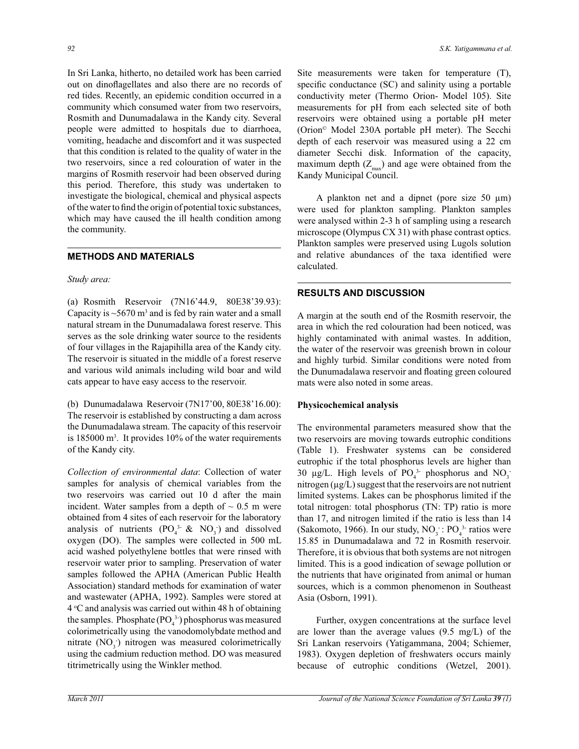In Sri Lanka, hitherto, no detailed work has been carried out on dinoflagellates and also there are no records of red tides. Recently, an epidemic condition occurred in a community which consumed water from two reservoirs, Rosmith and Dunumadalawa in the Kandy city. Several people were admitted to hospitals due to diarrhoea, vomiting, headache and discomfort and it was suspected that this condition is related to the quality of water in the two reservoirs, since a red colouration of water in the margins of Rosmith reservoir had been observed during this period. Therefore, this study was undertaken to investigate the biological, chemical and physical aspects of the water to find the origin of potential toxic substances, which may have caused the ill health condition among the community.

## METHODS AND MATERIALS

*Study area:*

(a) Rosmith Reservoir (7N16'44.9, 80E38'39.93): Capacity is ~5670 $m^3$ and is fed by rain water and a small natural stream in the Dunumadalawa forest reserve. This serves as the sole drinking water source to the residents of four villages in the Rajapihilla area of the Kandy city. The reservoir is situated in the middle of a forest reserve and various wild animals including wild boar and wild cats appear to have easy access to the reservoir.

(b) Dunumadalawa Reservoir (7N17'00, 80E38'16.00): The reservoir is established by constructing a dam across the Dunumadalawa stream. The capacity of this reservoir is 185000 $m^3$. It provides 10% of the water requirements of the Kandy city.

*Collection of environmental data*: Collection of water samples for analysis of chemical variables from the two reservoirs was carried out 10 d after the main incident. Water samples from a depth of ~ 0.5 m were obtained from 4 sites of each reservoir for the laboratory analysis of nutrients ($PO_4^{3-}$ & $NO_3^-$) and dissolved oxygen (DO). The samples were collected in 500 mL acid washed polyethylene bottles that were rinsed with reservoir water prior to sampling. Preservation of water samples followed the APHA (American Public Health Association) standard methods for examination of water and wastewater (APHA, 1992). Samples were stored at 4 °C and analysis was carried out within 48 h of obtaining the samples. Phosphate ($PO_4^{3-}$) phosphorus was measured colorimetrically using the vanodomolybdate method and nitrate ($NO_3^-$) nitrogen was measured colorimetrically using the cadmium reduction method. DO was measured titrimetrically using the Winkler method.

Site measurements were taken for temperature (T), specific conductance (SC) and salinity using a portable conductivity meter (Thermo Orion- Model 105). Site measurements for pH from each selected site of both reservoirs were obtained using a portable pH meter (Orion© Model 230A portable pH meter). The Secchi depth of each reservoir was measured using a 22 cm diameter Secchi disk. Information of the capacity, maximum depth ($Z_{max}$) and age were obtained from the Kandy Municipal Council.

A plankton net and a dipnet (pore size 50 µm) were used for plankton sampling. Plankton samples were analysed within 2-3 h of sampling using a research microscope (Olympus CX 31) with phase contrast optics. Plankton samples were preserved using Lugols solution and relative abundances of the taxa identified were calculated.

## RESULTS AND DISCUSSION

A margin at the south end of the Rosmith reservoir, the area in which the red colouration had been noticed, was highly contaminated with animal wastes. In addition, the water of the reservoir was greenish brown in colour and highly turbid. Similar conditions were noted from the Dunumadalawa reservoir and floating green coloured mats were also noted in some areas.

### Physicochemical analysis

The environmental parameters measured show that the two reservoirs are moving towards eutrophic conditions (Table 1). Freshwater systems can be considered eutrophic if the total phosphorus levels are higher than 30 µg/L. High levels of $PO_4^{3-}$ phosphorus and $NO_3^-$ nitrogen (µg/L) suggest that the reservoirs are not nutrient limited systems. Lakes can be phosphorus limited if the total nitrogen: total phosphorus (TN: TP) ratio is more than 17, and nitrogen limited if the ratio is less than 14 (Sakomoto, 1966). In our study, $NO_3^-$ : $PO_4^{3-}$ ratios were 15.85 in Dunumadalawa and 72 in Rosmith reservoir. Therefore, it is obvious that both systems are not nitrogen limited. This is a good indication of sewage pollution or the nutrients that have originated from animal or human sources, which is a common phenomenon in Southeast Asia (Osborn, 1991).

Further, oxygen concentrations at the surface level are lower than the average values (9.5 mg/L) of the Sri Lankan reservoirs (Yatigammana, 2004; Schiemer, 1983). Oxygen depletion of freshwaters occurs mainly because of eutrophic conditions (Wetzel, 2001).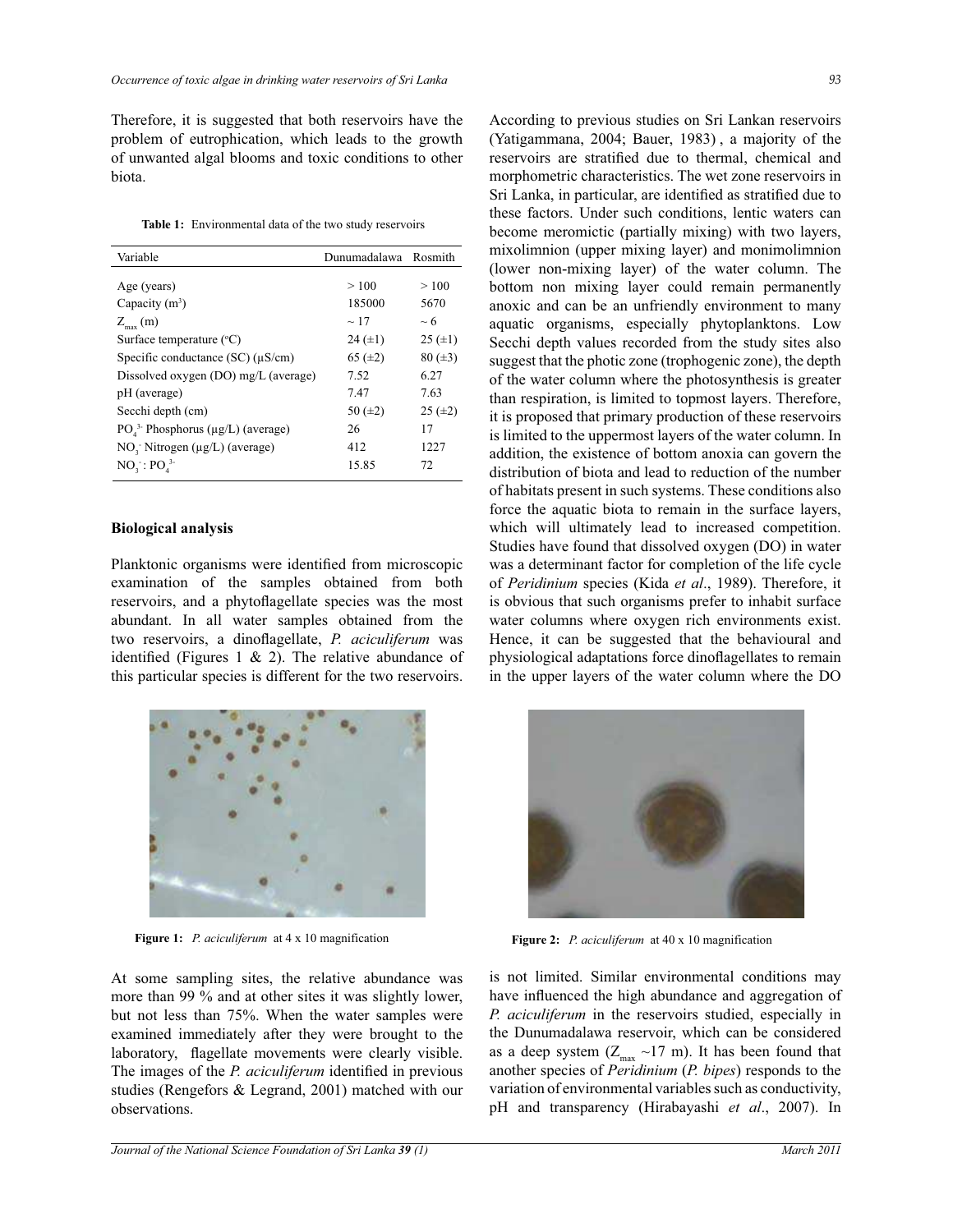Therefore, it is suggested that both reservoirs have the problem of eutrophication, which leads to the growth of unwanted algal blooms and toxic conditions to other biota.

**Table 1:** Environmental data of the two study reservoirs

| Variable | Dunumadalawa | Rosmith |
|---|---|---|
| Age (years) | > 100 | > 100 |
| Capacity ($m^3$) | 185000 | 5670 |
| $Z_{max}$ (m) | ~ 17 | ~ 6 |
| Surface temperature (°C) | 24 (±1) | 25 (±1) |
| Specific conductance (SC) (μS/cm) | 65 (±2) | 80 (±3) |
| Dissolved oxygen (DO) mg/L (average) | 7.52 | 6.27 |
| pH (average) | 7.47 | 7.63 |
| Secchi depth (cm) | 50 (±2) | 25 (±2) |
| $PO_4^{3-}$ Phosphorus (μg/L) (average) | 26 | 17 |
| $NO_3^-$ Nitrogen (μg/L) (average) | 412 | 1227 |
| $NO_3^-$ : $PO_4^{3-}$ | 15.85 | 72 |

### Biological analysis

Planktonic organisms were identified from microscopic examination of the samples obtained from both reservoirs, and a phytoflagellate species was the most abundant. In all water samples obtained from the two reservoirs, a dinoflagellate, *P. aciculiferum* was identified (Figures 1 & 2). The relative abundance of this particular species is different for the two reservoirs.

Figure 1: *P. aciculiferum* at 4 x 10 magnification

Figure 2: *P. aciculiferum* at 40 x 10 magnification

At some sampling sites, the relative abundance was more than 99 % and at other sites it was slightly lower, but not less than 75%. When the water samples were examined immediately after they were brought to the laboratory, flagellate movements were clearly visible. The images of the *P. aciculiferum* identified in previous studies (Rengefors & Legrand, 2001) matched with our observations.

According to previous studies on Sri Lankan reservoirs (Yatigammana, 2004; Bauer, 1983) , a majority of the reservoirs are stratified due to thermal, chemical and morphometric characteristics. The wet zone reservoirs in Sri Lanka, in particular, are identified as stratified due to these factors. Under such conditions, lentic waters can become meromictic (partially mixing) with two layers, mixolimnion (upper mixing layer) and monimolimnion (lower non-mixing layer) of the water column. The bottom non mixing layer could remain permanently anoxic and can be an unfriendly environment to many aquatic organisms, especially phytoplanktons. Low Secchi depth values recorded from the study sites also suggest that the photic zone (trophogenic zone), the depth of the water column where the photosynthesis is greater than respiration, is limited to topmost layers. Therefore, it is proposed that primary production of these reservoirs is limited to the uppermost layers of the water column. In addition, the existence of bottom anoxia can govern the distribution of biota and lead to reduction of the number of habitats present in such systems. These conditions also force the aquatic biota to remain in the surface layers, which will ultimately lead to increased competition. Studies have found that dissolved oxygen (DO) in water was a determinant factor for completion of the life cycle of *Peridinium* species (Kida *et al*., 1989). Therefore, it is obvious that such organisms prefer to inhabit surface water columns where oxygen rich environments exist. Hence, it can be suggested that the behavioural and physiological adaptations force dinoflagellates to remain in the upper layers of the water column where the DO is not limited. Similar environmental conditions may have influenced the high abundance and aggregation of *P. aciculiferum* in the reservoirs studied, especially in the Dunumadalawa reservoir, which can be considered as a deep system ($Z_{max}$ ~17 m). It has been found that another species of *Peridinium* (*P. bipes*) responds to the variation of environmental variables such as conductivity, pH and transparency (Hirabayashi *et al*., 2007). In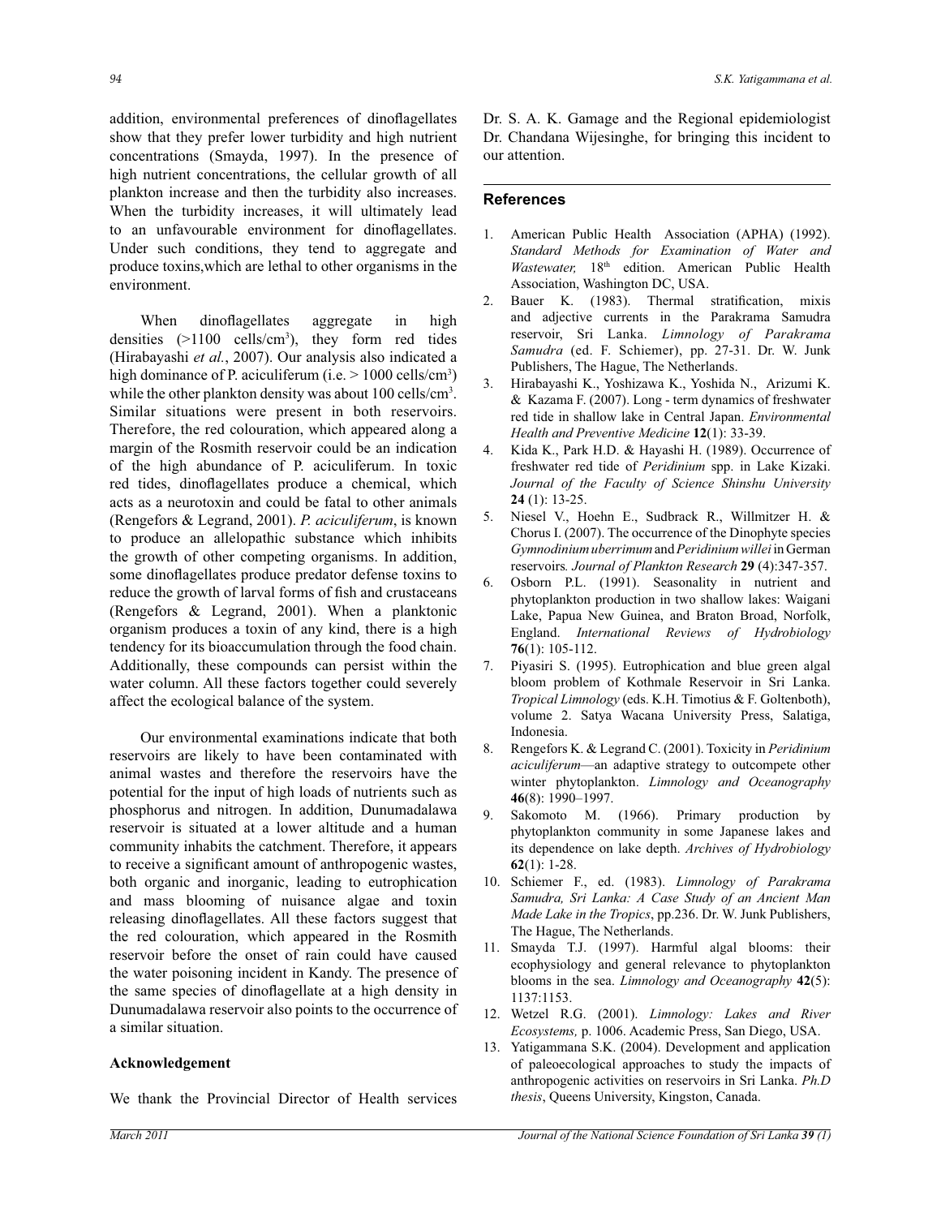addition, environmental preferences of dinoflagellates show that they prefer lower turbidity and high nutrient concentrations (Smayda, 1997). In the presence of high nutrient concentrations, the cellular growth of all plankton increase and then the turbidity also increases. When the turbidity increases, it will ultimately lead to an unfavourable environment for dinoflagellates. Under such conditions, they tend to aggregate and produce toxins,which are lethal to other organisms in the environment.

When dinoflagellates aggregate in high densities (>1100 cells/cm$^3$), they form red tides (Hirabayashi *et al.*, 2007). Our analysis also indicated a high dominance of P. aciculiferum (i.e. > 1000 cells/cm$^3$) while the other plankton density was about 100 cells/cm$^3$. Similar situations were present in both reservoirs. Therefore, the red colouration, which appeared along a margin of the Rosmith reservoir could be an indication of the high abundance of P. aciculiferum. In toxic red tides, dinoflagellates produce a chemical, which acts as a neurotoxin and could be fatal to other animals (Rengefors & Legrand, 2001). *P. aciculiferum*, is known to produce an allelopathic substance which inhibits the growth of other competing organisms. In addition, some dinoflagellates produce predator defense toxins to reduce the growth of larval forms of fish and crustaceans (Rengefors & Legrand, 2001). When a planktonic organism produces a toxin of any kind, there is a high tendency for its bioaccumulation through the food chain. Additionally, these compounds can persist within the water column. All these factors together could severely affect the ecological balance of the system.

Our environmental examinations indicate that both reservoirs are likely to have been contaminated with animal wastes and therefore the reservoirs have the potential for the input of high loads of nutrients such as phosphorus and nitrogen. In addition, Dunumadalawa reservoir is situated at a lower altitude and a human community inhabits the catchment. Therefore, it appears to receive a significant amount of anthropogenic wastes, both organic and inorganic, leading to eutrophication and mass blooming of nuisance algae and toxin releasing dinoflagellates. All these factors suggest that the red colouration, which appeared in the Rosmith reservoir before the onset of rain could have caused the water poisoning incident in Kandy. The presence of the same species of dinoflagellate at a high density in Dunumadalawa reservoir also points to the occurrence of a similar situation.

**Acknowledgement**

We thank the Provincial Director of Health services Dr. S. A. K. Gamage and the Regional epidemiologist Dr. Chandana Wijesinghe, for bringing this incident to our attention.

## References

1. American Public Health Association (APHA) (1992). *Standard Methods for Examination of Water and Wastewater,* 18th edition. American Public Health Association, Washington DC, USA.
2. Bauer K. (1983). Thermal stratification, mixis and adjective currents in the Parakrama Samudra reservoir, Sri Lanka. *Limnology of Parakrama Samudra* (ed. F. Schiemer), pp. 27-31. Dr. W. Junk Publishers, The Hague, The Netherlands.
3. Hirabayashi K., Yoshizawa K., Yoshida N., Arizumi K. & Kazama F. (2007). Long - term dynamics of freshwater red tide in shallow lake in Central Japan. *Environmental Health and Preventive Medicine* **12**(1): 33-39.
4. Kida K., Park H.D. & Hayashi H. (1989). Occurrence of freshwater red tide of *Peridinium* spp. in Lake Kizaki. *Journal of the Faculty of Science Shinshu University* **24** (1): 13-25.
5. Niesel V., Hoehn E., Sudbrack R., Willmitzer H. & Chorus I. (2007). The occurrence of the Dinophyte species *Gymnodinium uberrimum* and *Peridinium willei* in German reservoirs*. Journal of Plankton Research* **29** (4):347-357.
6. Osborn P.L. (1991). Seasonality in nutrient and phytoplankton production in two shallow lakes: Waigani Lake, Papua New Guinea, and Braton Broad, Norfolk, England. *International Reviews of Hydrobiology* **76**(1): 105-112.
7. Piyasiri S. (1995). Eutrophication and blue green algal bloom problem of Kothmale Reservoir in Sri Lanka. *Tropical Limnology* (eds. K.H. Timotius & F. Goltenboth), volume 2. Satya Wacana University Press, Salatiga, Indonesia.
8. Rengefors K. & Legrand C. (2001). Toxicity in *Peridinium aciculiferum*—an adaptive strategy to outcompete other winter phytoplankton. *Limnology and Oceanography* **46**(8): 1990–1997.
9. Sakomoto M. (1966). Primary production by phytoplankton community in some Japanese lakes and its dependence on lake depth. *Archives of Hydrobiology* **62**(1): 1-28.
10. Schiemer F., ed. (1983). *Limnology of Parakrama Samudra, Sri Lanka: A Case Study of an Ancient Man Made Lake in the Tropics*, pp.236. Dr. W. Junk Publishers, The Hague, The Netherlands.
11. Smayda T.J. (1997). Harmful algal blooms: their ecophysiology and general relevance to phytoplankton blooms in the sea. *Limnology and Oceanography* **42**(5): 1137:1153.
12. Wetzel R.G. (2001). *Limnology: Lakes and River Ecosystems,* p. 1006. Academic Press, San Diego, USA.
13. Yatigammana S.K. (2004). Development and application of paleoecological approaches to study the impacts of anthropogenic activities on reservoirs in Sri Lanka. *Ph.D thesis*, Queens University, Kingston, Canada.